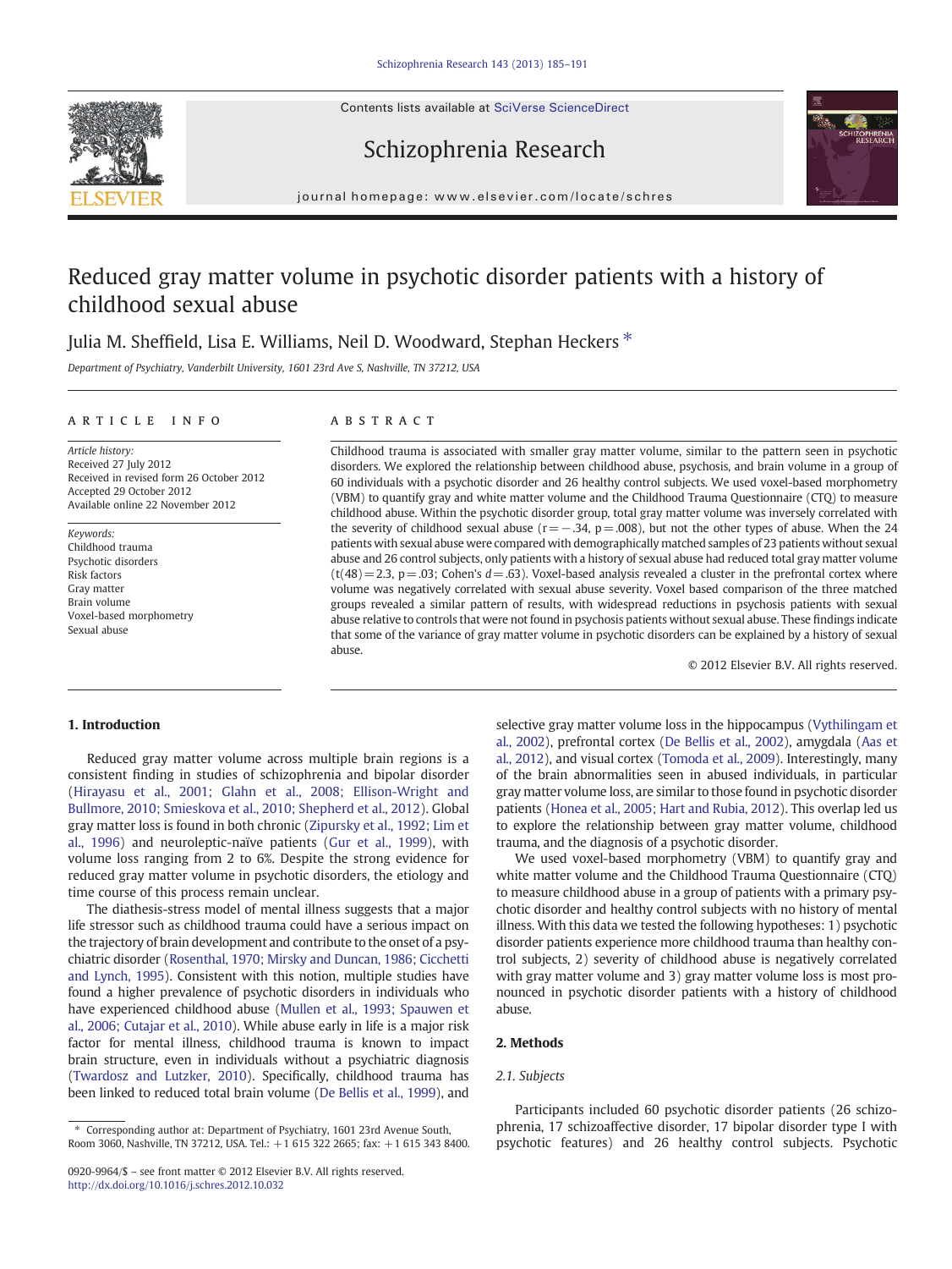Contents lists available at SciVerse ScienceDirect

# Schizophrenia Research

journal homepage: www.elsevier.com/locate/schres

# Reduced gray matter volume in psychotic disorder patients with a history of childhood sexual abuse

Julia M. Sheffield, Lisa E. Williams, Neil D. Woodward, Stephan Heckers *

*Department of Psychiatry, Vanderbilt University, 1601 23rd Ave S, Nashville, TN 37212, USA*

## ARTICLE INFO

*Article history:*
Received 27 July 2012
Received in revised form 26 October 2012
Accepted 29 October 2012
Available online 22 November 2012

*Keywords:*
Childhood trauma
Psychotic disorders
Risk factors
Gray matter
Brain volume
Voxel-based morphometry
Sexual abuse

## ABSTRACT

Childhood trauma is associated with smaller gray matter volume, similar to the pattern seen in psychotic disorders. We explored the relationship between childhood abuse, psychosis, and brain volume in a group of 60 individuals with a psychotic disorder and 26 healthy control subjects. We used voxel-based morphometry (VBM) to quantify gray and white matter volume and the Childhood Trauma Questionnaire (CTQ) to measure childhood abuse. Within the psychotic disorder group, total gray matter volume was inversely correlated with the severity of childhood sexual abuse ($r = -.34$, $p = .008$), but not the other types of abuse. When the 24 patients with sexual abuse were compared with demographically matched samples of 23 patients without sexual abuse and 26 control subjects, only patients with a history of sexual abuse had reduced total gray matter volume ($t(48) = 2.3$, $p = .03$; Cohen's $d = .63$). Voxel-based analysis revealed a cluster in the prefrontal cortex where volume was negatively correlated with sexual abuse severity. Voxel based comparison of the three matched groups revealed a similar pattern of results, with widespread reductions in psychosis patients with sexual abuse relative to controls that were not found in psychosis patients without sexual abuse. These findings indicate that some of the variance of gray matter volume in psychotic disorders can be explained by a history of sexual abuse.

© 2012 Elsevier B.V. All rights reserved.

## 1. Introduction

Reduced gray matter volume across multiple brain regions is a consistent finding in studies of schizophrenia and bipolar disorder (Hirayasu et al., 2001; Glahn et al., 2008; Ellison-Wright and Bullmore, 2010; Smieskova et al., 2010; Shepherd et al., 2012). Global gray matter loss is found in both chronic (Zipursky et al., 1992; Lim et al., 1996) and neuroleptic-naïve patients (Gur et al., 1999), with volume loss ranging from 2 to 6%. Despite the strong evidence for reduced gray matter volume in psychotic disorders, the etiology and time course of this process remain unclear.

The diathesis-stress model of mental illness suggests that a major life stressor such as childhood trauma could have a serious impact on the trajectory of brain development and contribute to the onset of a psychiatric disorder (Rosenthal, 1970; Mirsky and Duncan, 1986; Cicchetti and Lynch, 1995). Consistent with this notion, multiple studies have found a higher prevalence of psychotic disorders in individuals who have experienced childhood abuse (Mullen et al., 1993; Spauwen et al., 2006; Cutajar et al., 2010). While abuse early in life is a major risk factor for mental illness, childhood trauma is known to impact brain structure, even in individuals without a psychiatric diagnosis (Twardosz and Lutzker, 2010). Specifically, childhood trauma has been linked to reduced total brain volume (De Bellis et al., 1999), and selective gray matter volume loss in the hippocampus (Vythilingam et al., 2002), prefrontal cortex (De Bellis et al., 2002), amygdala (Aas et al., 2012), and visual cortex (Tomoda et al., 2009). Interestingly, many of the brain abnormalities seen in abused individuals, in particular gray matter volume loss, are similar to those found in psychotic disorder patients (Honea et al., 2005; Hart and Rubia, 2012). This overlap led us to explore the relationship between gray matter volume, childhood trauma, and the diagnosis of a psychotic disorder.

We used voxel-based morphometry (VBM) to quantify gray and white matter volume and the Childhood Trauma Questionnaire (CTQ) to measure childhood abuse in a group of patients with a primary psychotic disorder and healthy control subjects with no history of mental illness. With this data we tested the following hypotheses: 1) psychotic disorder patients experience more childhood trauma than healthy control subjects, 2) severity of childhood abuse is negatively correlated with gray matter volume and 3) gray matter volume loss is most pronounced in psychotic disorder patients with a history of childhood abuse.

## 2. Methods

### 2.1. Subjects

Participants included 60 psychotic disorder patients (26 schizophrenia, 17 schizoaffective disorder, 17 bipolar disorder type I with psychotic features) and 26 healthy control subjects. Psychotic

\* Corresponding author at: Department of Psychiatry, 1601 23rd Avenue South, Room 3060, Nashville, TN 37212, USA. Tel.: +1 615 322 2665; fax: +1 615 343 8400.

0920-9964/$ – see front matter © 2012 Elsevier B.V. All rights reserved.
http://dx.doi.org/10.1016/j.schres.2012.10.032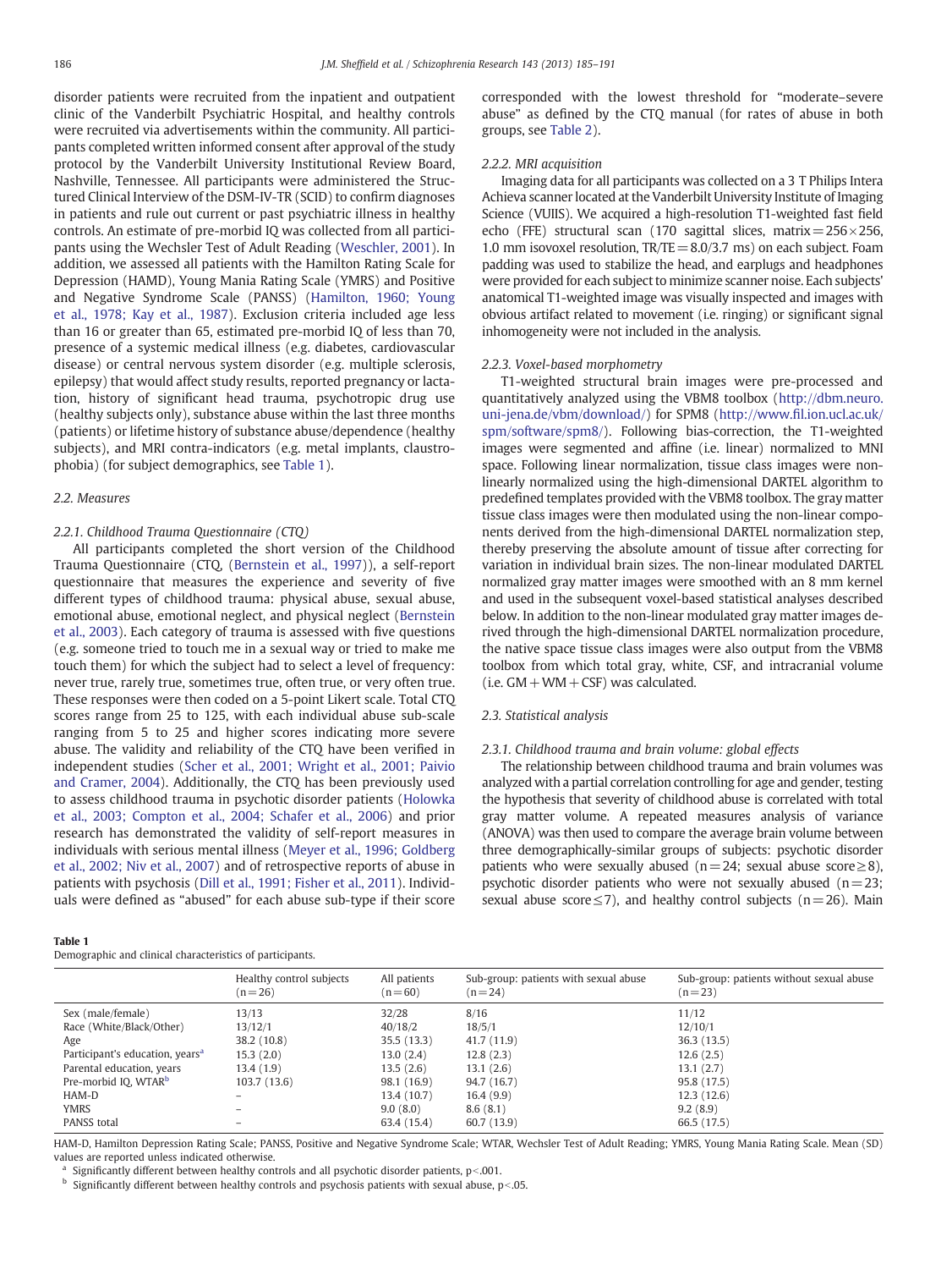disorder patients were recruited from the inpatient and outpatient clinic of the Vanderbilt Psychiatric Hospital, and healthy controls were recruited via advertisements within the community. All participants completed written informed consent after approval of the study protocol by the Vanderbilt University Institutional Review Board, Nashville, Tennessee. All participants were administered the Structured Clinical Interview of the DSM-IV-TR (SCID) to confirm diagnoses in patients and rule out current or past psychiatric illness in healthy controls. An estimate of pre-morbid IQ was collected from all participants using the Wechsler Test of Adult Reading (Weschler, 2001). In addition, we assessed all patients with the Hamilton Rating Scale for Depression (HAMD), Young Mania Rating Scale (YMRS) and Positive and Negative Syndrome Scale (PANSS) (Hamilton, 1960; Young et al., 1978; Kay et al., 1987). Exclusion criteria included age less than 16 or greater than 65, estimated pre-morbid IQ of less than 70, presence of a systemic medical illness (e.g. diabetes, cardiovascular disease) or central nervous system disorder (e.g. multiple sclerosis, epilepsy) that would affect study results, reported pregnancy or lactation, history of significant head trauma, psychotropic drug use (healthy subjects only), substance abuse within the last three months (patients) or lifetime history of substance abuse/dependence (healthy subjects), and MRI contra-indicators (e.g. metal implants, claustrophobia) (for subject demographics, see Table 1).

### 2.2. Measures

#### 2.2.1. Childhood Trauma Questionnaire (CTQ)

All participants completed the short version of the Childhood Trauma Questionnaire (CTQ, (Bernstein et al., 1997)), a self-report questionnaire that measures the experience and severity of five different types of childhood trauma: physical abuse, sexual abuse, emotional abuse, emotional neglect, and physical neglect (Bernstein et al., 2003). Each category of trauma is assessed with five questions (e.g. someone tried to touch me in a sexual way or tried to make me touch them) for which the subject had to select a level of frequency: never true, rarely true, sometimes true, often true, or very often true. These responses were then coded on a 5-point Likert scale. Total CTQ scores range from 25 to 125, with each individual abuse sub-scale ranging from 5 to 25 and higher scores indicating more severe abuse. The validity and reliability of the CTQ have been verified in independent studies (Scher et al., 2001; Wright et al., 2001; Paivio and Cramer, 2004). Additionally, the CTQ has been previously used to assess childhood trauma in psychotic disorder patients (Holowka et al., 2003; Compton et al., 2004; Schafer et al., 2006) and prior research has demonstrated the validity of self-report measures in individuals with serious mental illness (Meyer et al., 1996; Goldberg et al., 2002; Niv et al., 2007) and of retrospective reports of abuse in patients with psychosis (Dill et al., 1991; Fisher et al., 2011). Individuals were defined as "abused" for each abuse sub-type if their score corresponded with the lowest threshold for "moderate–severe abuse" as defined by the CTQ manual (for rates of abuse in both groups, see Table 2).

#### 2.2.2. MRI acquisition

Imaging data for all participants was collected on a 3 T Philips Intera Achieva scanner located at the Vanderbilt University Institute of Imaging Science (VUIIS). We acquired a high-resolution T1-weighted fast field echo (FFE) structural scan (170 sagittal slices, matrix = 256 × 256, 1.0 mm isovoxel resolution, TR/TE = 8.0/3.7 ms) on each subject. Foam padding was used to stabilize the head, and earplugs and headphones were provided for each subject to minimize scanner noise. Each subjects' anatomical T1-weighted image was visually inspected and images with obvious artifact related to movement (i.e. ringing) or significant signal inhomogeneity were not included in the analysis.

#### 2.2.3. Voxel-based morphometry

T1-weighted structural brain images were pre-processed and quantitatively analyzed using the VBM8 toolbox (http://dbm.neuro.uni-jena.de/vbm/download/) for SPM8 (http://www.fil.ion.ucl.ac.uk/spm/software/spm8/). Following bias-correction, the T1-weighted images were segmented and affine (i.e. linear) normalized to MNI space. Following linear normalization, tissue class images were non-linearly normalized using the high-dimensional DARTEL algorithm to predefined templates provided with the VBM8 toolbox. The gray matter tissue class images were then modulated using the non-linear components derived from the high-dimensional DARTEL normalization step, thereby preserving the absolute amount of tissue after correcting for variation in individual brain sizes. The non-linear modulated DARTEL normalized gray matter images were smoothed with an 8 mm kernel and used in the subsequent voxel-based statistical analyses described below. In addition to the non-linear modulated gray matter images derived through the high-dimensional DARTEL normalization procedure, the native space tissue class images were also output from the VBM8 toolbox from which total gray, white, CSF, and intracranial volume (i.e. GM + WM + CSF) was calculated.

### 2.3. Statistical analysis

#### 2.3.1. Childhood trauma and brain volume: global effects

The relationship between childhood trauma and brain volumes was analyzed with a partial correlation controlling for age and gender, testing the hypothesis that severity of childhood abuse is correlated with total gray matter volume. A repeated measures analysis of variance (ANOVA) was then used to compare the average brain volume between three demographically-similar groups of subjects: psychotic disorder patients who were sexually abused ($n = 24$; sexual abuse score ≥ 8), psychotic disorder patients who were not sexually abused ($n = 23$; sexual abuse score ≤ 7), and healthy control subjects ($n = 26$). Main

**Table 1**
Demographic and clinical characteristics of participants.

| | Healthy control subjects (n = 26) | All patients (n = 60) | Sub-group: patients with sexual abuse (n = 24) | Sub-group: patients without sexual abuse (n = 23) |
|---|---|---|---|---|
| Sex (male/female) | 13/13 | 32/28 | 8/16 | 11/12 |
| Race (White/Black/Other) | 13/12/1 | 40/18/2 | 18/5/1 | 12/10/1 |
| Age | 38.2 (10.8) | 35.5 (13.3) | 41.7 (11.9) | 36.3 (13.5) |
| Participant's education, years[a] | 15.3 (2.0) | 13.0 (2.4) | 12.8 (2.3) | 12.6 (2.5) |
| Parental education, years | 13.4 (1.9) | 13.5 (2.6) | 13.1 (2.6) | 13.1 (2.7) |
| Pre-morbid IQ, WTAR[b] | 103.7 (13.6) | 98.1 (16.9) | 94.7 (16.7) | 95.8 (17.5) |
| HAM-D | – | 13.4 (10.7) | 16.4 (9.9) | 12.3 (12.6) |
| YMRS | – | 9.0 (8.0) | 8.6 (8.1) | 9.2 (8.9) |
| PANSS total | – | 63.4 (15.4) | 60.7 (13.9) | 66.5 (17.5) |

HAM-D, Hamilton Depression Rating Scale; PANSS, Positive and Negative Syndrome Scale; WTAR, Wechsler Test of Adult Reading; YMRS, Young Mania Rating Scale. Mean (SD) values are reported unless indicated otherwise.

[a] Significantly different between healthy controls and all psychotic disorder patients, $p < .001$.

[b] Significantly different between healthy controls and psychosis patients with sexual abuse, $p < .05$.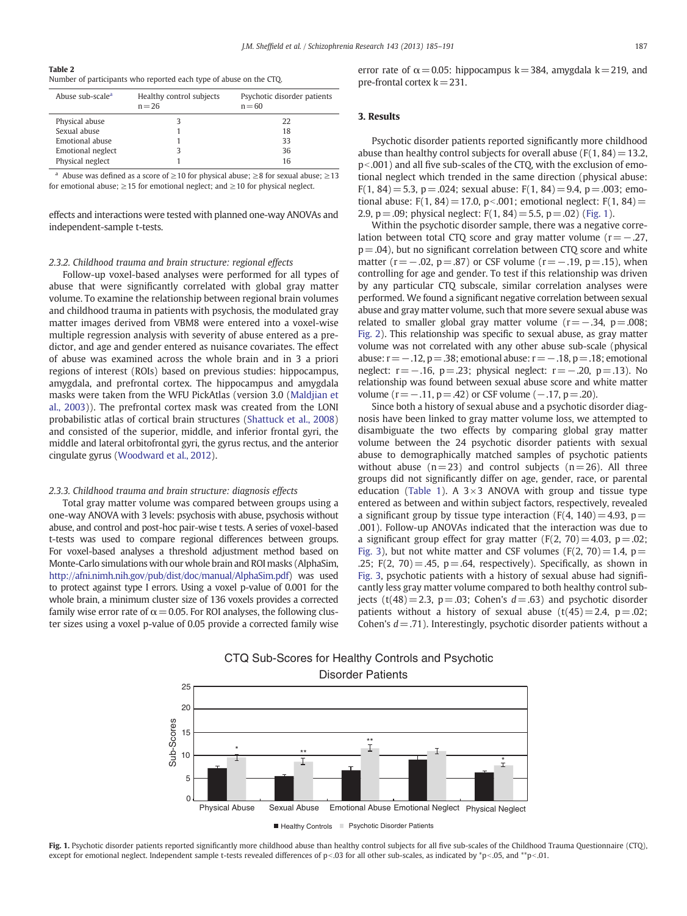**Table 2**
Number of participants who reported each type of abuse on the CTQ.

| Abuse sub-scale[a] | Healthy control subjects n = 26 | Psychotic disorder patients n = 60 |
|---|---|---|
| Physical abuse | 3 | 22 |
| Sexual abuse | 1 | 18 |
| Emotional abuse | 1 | 33 |
| Emotional neglect | 3 | 36 |
| Physical neglect | 1 | 16 |

[a] Abuse was defined as a score of ≥10 for physical abuse; ≥8 for sexual abuse; ≥13 for emotional abuse; ≥15 for emotional neglect; and ≥10 for physical neglect.

effects and interactions were tested with planned one-way ANOVAs and independent-sample t-tests.

#### 2.3.2. Childhood trauma and brain structure: regional effects

Follow-up voxel-based analyses were performed for all types of abuse that were significantly correlated with global gray matter volume. To examine the relationship between regional brain volumes and childhood trauma in patients with psychosis, the modulated gray matter images derived from VBM8 were entered into a voxel-wise multiple regression analysis with severity of abuse entered as a predictor, and age and gender entered as nuisance covariates. The effect of abuse was examined across the whole brain and in 3 a priori regions of interest (ROIs) based on previous studies: hippocampus, amygdala, and prefrontal cortex. The hippocampus and amygdala masks were taken from the WFU PickAtlas (version 3.0 (Maldjian et al., 2003)). The prefrontal cortex mask was created from the LONI probabilistic atlas of cortical brain structures (Shattuck et al., 2008) and consisted of the superior, middle, and inferior frontal gyri, the middle and lateral orbitofrontal gyri, the gyrus rectus, and the anterior cingulate gyrus (Woodward et al., 2012).

#### 2.3.3. Childhood trauma and brain structure: diagnosis effects

Total gray matter volume was compared between groups using a one-way ANOVA with 3 levels: psychosis with abuse, psychosis without abuse, and control and post-hoc pair-wise t tests. A series of voxel-based t-tests was used to compare regional differences between groups. For voxel-based analyses a threshold adjustment method based on Monte-Carlo simulations with our whole brain and ROI masks (AlphaSim, http://afni.nimh.nih.gov/pub/dist/doc/manual/AlphaSim.pdf) was used to protect against type I errors. Using a voxel p-value of 0.001 for the whole brain, a minimum cluster size of 136 voxels provides a corrected family wise error rate of $\alpha = 0.05$. For ROI analyses, the following cluster sizes using a voxel p-value of 0.05 provide a corrected family wise error rate of $\alpha = 0.05$: hippocampus k = 384, amygdala k = 219, and pre-frontal cortex k = 231.

## 3. Results

Psychotic disorder patients reported significantly more childhood abuse than healthy control subjects for overall abuse ($F(1, 84) = 13.2$, $p < .001$) and all five sub-scales of the CTQ, with the exclusion of emotional neglect which trended in the same direction (physical abuse: $F(1, 84) = 5.3$, $p = .024$; sexual abuse: $F(1, 84) = 9.4$, $p = .003$; emotional abuse: $F(1, 84) = 17.0$, $p < .001$; emotional neglect: $F(1, 84) = 2.9$, $p = .09$; physical neglect: $F(1, 84) = 5.5$, $p = .02$) (Fig. 1).

Within the psychotic disorder sample, there was a negative correlation between total CTQ score and gray matter volume ($r = -.27$, $p = .04$), but no significant correlation between CTQ score and white matter ($r = -.02$, $p = .87$) or CSF volume ($r = -.19$, $p = .15$), when controlling for age and gender. To test if this relationship was driven by any particular CTQ subscale, similar correlation analyses were performed. We found a significant negative correlation between sexual abuse and gray matter volume, such that more severe sexual abuse was related to smaller global gray matter volume ($r = -.34$, $p = .008$; Fig. 2). This relationship was specific to sexual abuse, as gray matter volume was not correlated with any other abuse sub-scale (physical abuse: $r = -.12$, $p = .38$; emotional abuse: $r = -.18$, $p = .18$; emotional neglect: $r = -.16$, $p = .23$; physical neglect: $r = -.20$, $p = .13$). No relationship was found between sexual abuse score and white matter volume ($r = -.11$, $p = .42$) or CSF volume ($-.17$, $p = .20$).

Since both a history of sexual abuse and a psychotic disorder diagnosis have been linked to gray matter volume loss, we attempted to disambiguate the two effects by comparing global gray matter volume between the 24 psychotic disorder patients with sexual abuse to demographically matched samples of psychotic patients without abuse (n = 23) and control subjects (n = 26). All three groups did not significantly differ on age, gender, race, or parental education (Table 1). A 3×3 ANOVA with group and tissue type entered as between and within subject factors, respectively, revealed a significant group by tissue type interaction ($F(4, 140) = 4.93$, $p = .001$). Follow-up ANOVAs indicated that the interaction was due to a significant group effect for gray matter ($F(2, 70) = 4.03$, $p = .02$; Fig. 3), but not white matter and CSF volumes ($F(2, 70) = 1.4$, $p = .25$; $F(2, 70) = .45$, $p = .64$, respectively). Specifically, as shown in Fig. 3, psychotic patients with a history of sexual abuse had significantly less gray matter volume compared to both healthy control subjects ($t(48) = 2.3$, $p = .03$; Cohen's $d = .63$) and psychotic disorder patients without a history of sexual abuse ($t(45) = 2.4$, $p = .02$; Cohen's $d = .71$). Interestingly, psychotic disorder patients without a

**Fig. 1.** Psychotic disorder patients reported significantly more childhood abuse than healthy control subjects for all five sub-scales of the Childhood Trauma Questionnaire (CTQ), except for emotional neglect. Independent sample t-tests revealed differences of $p < .03$ for all other sub-scales, as indicated by *$p < .05$, and **$p < .01$.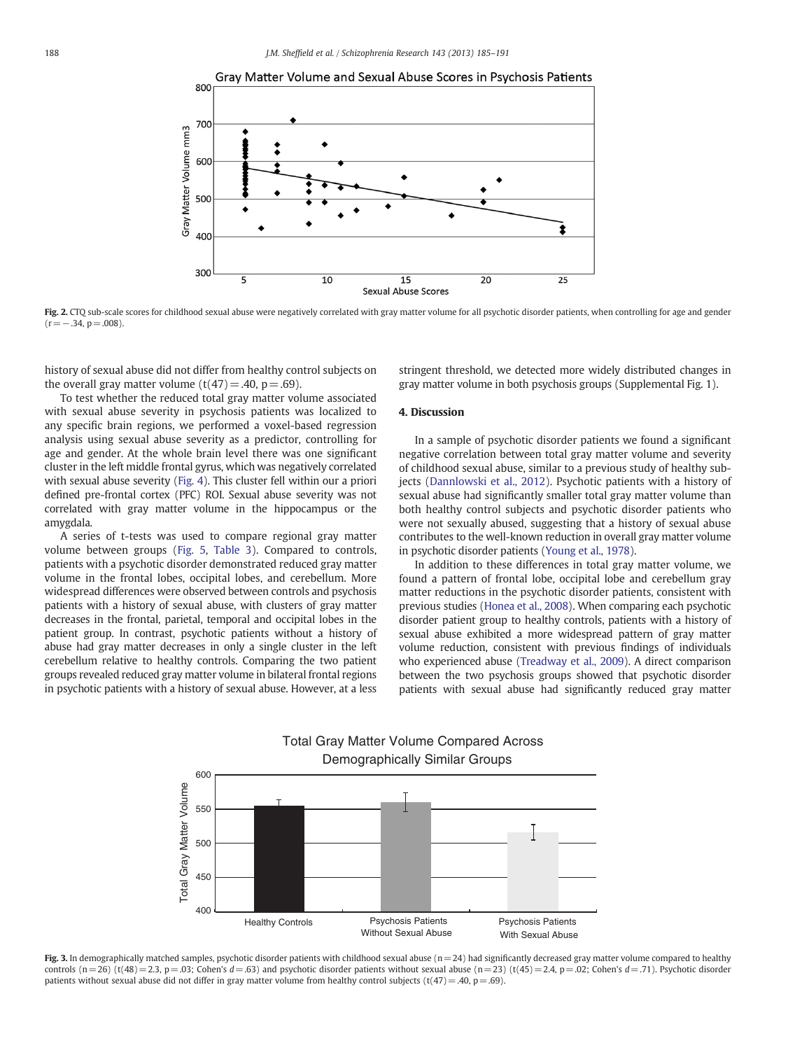**Fig. 2.** CTQ sub-scale scores for childhood sexual abuse were negatively correlated with gray matter volume for all psychotic disorder patients, when controlling for age and gender ($r = -.34$, $p = .008$).

history of sexual abuse did not differ from healthy control subjects on the overall gray matter volume ($t(47) = .40$, $p = .69$).

To test whether the reduced total gray matter volume associated with sexual abuse severity in psychosis patients was localized to any specific brain regions, we performed a voxel-based regression analysis using sexual abuse severity as a predictor, controlling for age and gender. At the whole brain level there was one significant cluster in the left middle frontal gyrus, which was negatively correlated with sexual abuse severity (Fig. 4). This cluster fell within our a priori defined pre-frontal cortex (PFC) ROI. Sexual abuse severity was not correlated with gray matter volume in the hippocampus or the amygdala.

A series of t-tests was used to compare regional gray matter volume between groups (Fig. 5, Table 3). Compared to controls, patients with a psychotic disorder demonstrated reduced gray matter volume in the frontal lobes, occipital lobes, and cerebellum. More widespread differences were observed between controls and psychosis patients with a history of sexual abuse, with clusters of gray matter decreases in the frontal, parietal, temporal and occipital lobes in the patient group. In contrast, psychotic patients without a history of abuse had gray matter decreases in only a single cluster in the left cerebellum relative to healthy controls. Comparing the two patient groups revealed reduced gray matter volume in bilateral frontal regions in psychotic patients with a history of sexual abuse. However, at a less stringent threshold, we detected more widely distributed changes in gray matter volume in both psychosis groups (Supplemental Fig. 1).

## 4. Discussion

In a sample of psychotic disorder patients we found a significant negative correlation between total gray matter volume and severity of childhood sexual abuse, similar to a previous study of healthy subjects (Dannlowski et al., 2012). Psychotic patients with a history of sexual abuse had significantly smaller total gray matter volume than both healthy control subjects and psychotic disorder patients who were not sexually abused, suggesting that a history of sexual abuse contributes to the well-known reduction in overall gray matter volume in psychotic disorder patients (Young et al., 1978).

In addition to these differences in total gray matter volume, we found a pattern of frontal lobe, occipital lobe and cerebellum gray matter reductions in the psychotic disorder patients, consistent with previous studies (Honea et al., 2008). When comparing each psychotic disorder patient group to healthy controls, patients with a history of sexual abuse exhibited a more widespread pattern of gray matter volume reduction, consistent with previous findings of individuals who experienced abuse (Treadway et al., 2009). A direct comparison between the two psychosis groups showed that psychotic disorder patients with sexual abuse had significantly reduced gray matter

**Fig. 3.** In demographically matched samples, psychotic disorder patients with childhood sexual abuse ($n = 24$) had significantly decreased gray matter volume compared to healthy controls ($n = 26$) ($t(48) = 2.3$, $p = .03$; Cohen's $d = .63$) and psychotic disorder patients without sexual abuse ($n = 23$) ($t(45) = 2.4$, $p = .02$; Cohen's $d = .71$). Psychotic disorder patients without sexual abuse did not differ in gray matter volume from healthy control subjects ($t(47) = .40$, $p = .69$).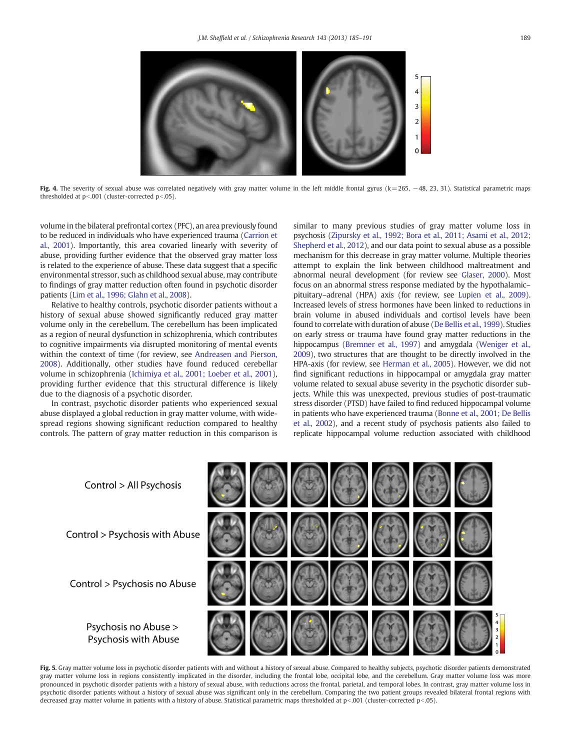Fig. 4. The severity of sexual abuse was correlated negatively with gray matter volume in the left middle frontal gyrus (k = 265, −48, 23, 31). Statistical parametric maps thresholded at $p<.001$ (cluster-corrected $p<.05$).

volume in the bilateral prefrontal cortex (PFC), an area previously found to be reduced in individuals who have experienced trauma (Carrion et al., 2001). Importantly, this area covaried linearly with severity of abuse, providing further evidence that the observed gray matter loss is related to the experience of abuse. These data suggest that a specific environmental stressor, such as childhood sexual abuse, may contribute to findings of gray matter reduction often found in psychotic disorder patients (Lim et al., 1996; Glahn et al., 2008).

Relative to healthy controls, psychotic disorder patients without a history of sexual abuse showed significantly reduced gray matter volume only in the cerebellum. The cerebellum has been implicated as a region of neural dysfunction in schizophrenia, which contributes to cognitive impairments via disrupted monitoring of mental events within the context of time (for review, see Andreasen and Pierson, 2008). Additionally, other studies have found reduced cerebellar volume in schizophrenia (Ichimiya et al., 2001; Loeber et al., 2001), providing further evidence that this structural difference is likely due to the diagnosis of a psychotic disorder.

In contrast, psychotic disorder patients who experienced sexual abuse displayed a global reduction in gray matter volume, with widespread regions showing significant reduction compared to healthy controls. The pattern of gray matter reduction in this comparison is similar to many previous studies of gray matter volume loss in psychosis (Zipursky et al., 1992; Bora et al., 2011; Asami et al., 2012; Shepherd et al., 2012), and our data point to sexual abuse as a possible mechanism for this decrease in gray matter volume. Multiple theories attempt to explain the link between childhood maltreatment and abnormal neural development (for review see Glaser, 2000). Most focus on an abnormal stress response mediated by the hypothalamic–pituitary–adrenal (HPA) axis (for review, see Lupien et al., 2009). Increased levels of stress hormones have been linked to reductions in brain volume in abused individuals and cortisol levels have been found to correlate with duration of abuse (De Bellis et al., 1999). Studies on early stress or trauma have found gray matter reductions in the hippocampus (Bremner et al., 1997) and amygdala (Weniger et al., 2009), two structures that are thought to be directly involved in the HPA-axis (for review, see Herman et al., 2005). However, we did not find significant reductions in hippocampal or amygdala gray matter volume related to sexual abuse severity in the psychotic disorder subjects. While this was unexpected, previous studies of post-traumatic stress disorder (PTSD) have failed to find reduced hippocampal volume in patients who have experienced trauma (Bonne et al., 2001; De Bellis et al., 2002), and a recent study of psychosis patients also failed to replicate hippocampal volume reduction associated with childhood

Fig. 5. Gray matter volume loss in psychotic disorder patients with and without a history of sexual abuse. Compared to healthy subjects, psychotic disorder patients demonstrated gray matter volume loss in regions consistently implicated in the disorder, including the frontal lobe, occipital lobe, and the cerebellum. Gray matter volume loss was more pronounced in psychotic disorder patients with a history of sexual abuse, with reductions across the frontal, parietal, and temporal lobes. In contrast, gray matter volume loss in psychotic disorder patients without a history of sexual abuse was significant only in the cerebellum. Comparing the two patient groups revealed bilateral frontal regions with decreased gray matter volume in patients with a history of abuse. Statistical parametric maps thresholded at $p<.001$ (cluster-corrected $p<.05$).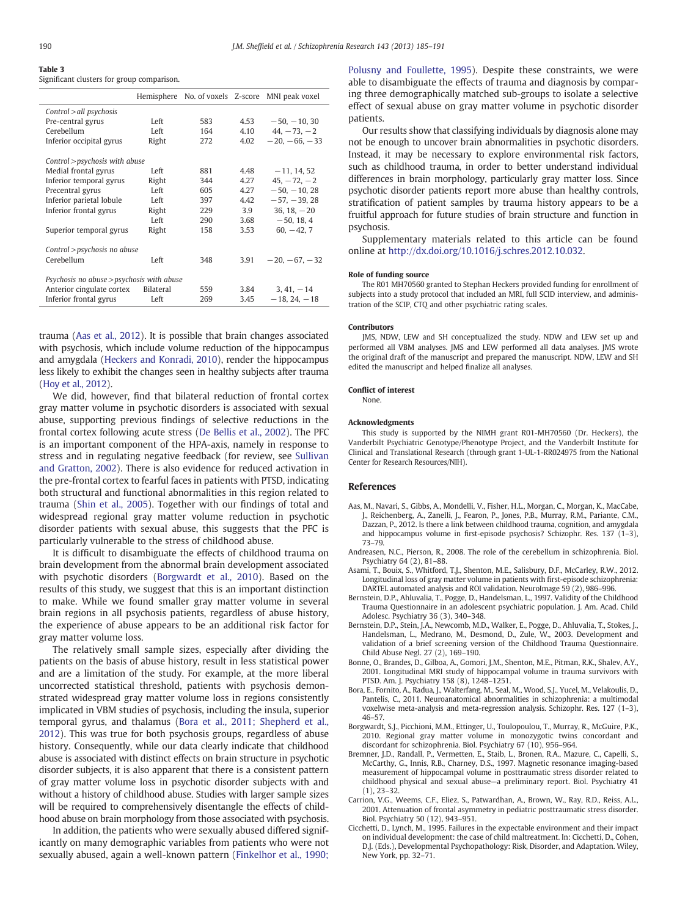**Table 3**
Significant clusters for group comparison.

| | Hemisphere | No. of voxels | Z-score | MNI peak voxel |
|---|---|---|---|---|
| *Control > all psychosis* | | | | |
| Pre-central gyrus | Left | 583 | 4.53 | −50, −10, 30 |
| Cerebellum | Left | 164 | 4.10 | 44, −73, −2 |
| Inferior occipital gyrus | Right | 272 | 4.02 | −20, −66, −33 |
| *Control > psychosis with abuse* | | | | |
| Medial frontal gyrus | Left | 881 | 4.48 | −11, 14, 52 |
| Inferior temporal gyrus | Right | 344 | 4.27 | 45, −72, −2 |
| Precentral gyrus | Left | 605 | 4.27 | −50, −10, 28 |
| Inferior parietal lobule | Left | 397 | 4.42 | −57, −39, 28 |
| Inferior frontal gyrus | Right | 229 | 3.9 | 36, 18, −20 |
| | Left | 290 | 3.68 | −50, 18, 4 |
| Superior temporal gyrus | Right | 158 | 3.53 | 60, −42, 7 |
| *Control > psychosis no abuse* | | | | |
| Cerebellum | Left | 348 | 3.91 | −20, −67, −32 |
| *Psychosis no abuse > psychosis with abuse* | | | | |
| Anterior cingulate cortex | Bilateral | 559 | 3.84 | 3, 41, −14 |
| Inferior frontal gyrus | Left | 269 | 3.45 | −18, 24, −18 |

trauma (Aas et al., 2012). It is possible that brain changes associated with psychosis, which include volume reduction of the hippocampus and amygdala (Heckers and Konradi, 2010), render the hippocampus less likely to exhibit the changes seen in healthy subjects after trauma (Hoy et al., 2012).

We did, however, find that bilateral reduction of frontal cortex gray matter volume in psychotic disorders is associated with sexual abuse, supporting previous findings of selective reductions in the frontal cortex following acute stress (De Bellis et al., 2002). The PFC is an important component of the HPA-axis, namely in response to stress and in regulating negative feedback (for review, see Sullivan and Gratton, 2002). There is also evidence for reduced activation in the pre-frontal cortex to fearful faces in patients with PTSD, indicating both structural and functional abnormalities in this region related to trauma (Shin et al., 2005). Together with our findings of total and widespread regional gray matter volume reduction in psychotic disorder patients with sexual abuse, this suggests that the PFC is particularly vulnerable to the stress of childhood abuse.

It is difficult to disambiguate the effects of childhood trauma on brain development from the abnormal brain development associated with psychotic disorders (Borgwardt et al., 2010). Based on the results of this study, we suggest that this is an important distinction to make. While we found smaller gray matter volume in several brain regions in all psychosis patients, regardless of abuse history, the experience of abuse appears to be an additional risk factor for gray matter volume loss.

The relatively small sample sizes, especially after dividing the patients on the basis of abuse history, result in less statistical power and are a limitation of the study. For example, at the more liberal uncorrected statistical threshold, patients with psychosis demonstrated widespread gray matter volume loss in regions consistently implicated in VBM studies of psychosis, including the insula, superior temporal gyrus, and thalamus (Bora et al., 2011; Shepherd et al., 2012). This was true for both psychosis groups, regardless of abuse history. Consequently, while our data clearly indicate that childhood abuse is associated with distinct effects on brain structure in psychotic disorder subjects, it is also apparent that there is a consistent pattern of gray matter volume loss in psychotic disorder subjects with and without a history of childhood abuse. Studies with larger sample sizes will be required to comprehensively disentangle the effects of childhood abuse on brain morphology from those associated with psychosis.

In addition, the patients who were sexually abused differed significantly on many demographic variables from patients who were not sexually abused, again a well-known pattern (Finkelhor et al., 1990; Polusny and Foullette, 1995). Despite these constraints, we were able to disambiguate the effects of trauma and diagnosis by comparing three demographically matched sub-groups to isolate a selective effect of sexual abuse on gray matter volume in psychotic disorder patients.

Our results show that classifying individuals by diagnosis alone may not be enough to uncover brain abnormalities in psychotic disorders. Instead, it may be necessary to explore environmental risk factors, such as childhood trauma, in order to better understand individual differences in brain morphology, particularly gray matter loss. Since psychotic disorder patients report more abuse than healthy controls, stratification of patient samples by trauma history appears to be a fruitful approach for future studies of brain structure and function in psychosis.

Supplementary materials related to this article can be found online at http://dx.doi.org/10.1016/j.schres.2012.10.032.

#### Role of funding source

The R01 MH70560 granted to Stephan Heckers provided funding for enrollment of subjects into a study protocol that included an MRI, full SCID interview, and administration of the SCIP, CTQ and other psychiatric rating scales.

#### Contributors

JMS, NDW, LEW and SH conceptualized the study. NDW and LEW set up and performed all VBM analyses. JMS and LEW performed all data analyses. JMS wrote the original draft of the manuscript and prepared the manuscript. NDW, LEW and SH edited the manuscript and helped finalize all analyses.

#### Conflict of interest

None.

#### Acknowledgments

This study is supported by the NIMH grant R01-MH70560 (Dr. Heckers), the Vanderbilt Psychiatric Genotype/Phenotype Project, and the Vanderbilt Institute for Clinical and Translational Research (through grant 1-UL-1-RR024975 from the National Center for Research Resources/NIH).

## References

Aas, M., Navari, S., Gibbs, A., Mondelli, V., Fisher, H.L., Morgan, C., Morgan, K., MacCabe, J., Reichenberg, A., Zanelli, J., Fearon, P., Jones, P.B., Murray, R.M., Pariante, C.M., Dazzan, P., 2012. Is there a link between childhood trauma, cognition, and amygdala and hippocampus volume in first-episode psychosis? Schizophr. Res. 137 (1–3), 73–79.

Andreasen, N.C., Pierson, R., 2008. The role of the cerebellum in schizophrenia. Biol. Psychiatry 64 (2), 81–88.

Asami, T., Bouix, S., Whitford, T.J., Shenton, M.E., Salisbury, D.F., McCarley, R.W., 2012. Longitudinal loss of gray matter volume in patients with first-episode schizophrenia: DARTEL automated analysis and ROI validation. NeuroImage 59 (2), 986–996.

Bernstein, D.P., Ahluvalia, T., Pogge, D., Handelsman, L., 1997. Validity of the Childhood Trauma Questionnaire in an adolescent psychiatric population. J. Am. Acad. Child Adolesc. Psychiatry 36 (3), 340–348.

Bernstein, D.P., Stein, J.A., Newcomb, M.D., Walker, E., Pogge, D., Ahluvalia, T., Stokes, J., Handelsman, L., Medrano, M., Desmond, D., Zule, W., 2003. Development and validation of a brief screening version of the Childhood Trauma Questionnaire. Child Abuse Negl. 27 (2), 169–190.

Bonne, O., Brandes, D., Gilboa, A., Gomori, J.M., Shenton, M.E., Pitman, R.K., Shalev, A.Y., 2001. Longitudinal MRI study of hippocampal volume in trauma survivors with PTSD. Am. J. Psychiatry 158 (8), 1248–1251.

Bora, E., Fornito, A., Radua, J., Walterfang, M., Seal, M., Wood, S.J., Yucel, M., Velakoulis, D., Pantelis, C., 2011. Neuroanatomical abnormalities in schizophrenia: a multimodal voxelwise meta-analysis and meta-regression analysis. Schizophr. Res. 127 (1–3), 46–57.

Borgwardt, S.J., Picchioni, M.M., Ettinger, U., Toulopoulou, T., Murray, R., McGuire, P.K., 2010. Regional gray matter volume in monozygotic twins concordant and discordant for schizophrenia. Biol. Psychiatry 67 (10), 956–964.

Bremner, J.D., Randall, P., Vermetten, E., Staib, L., Bronen, R.A., Mazure, C., Capelli, S., McCarthy, G., Innis, R.B., Charney, D.S., 1997. Magnetic resonance imaging-based measurement of hippocampal volume in posttraumatic stress disorder related to childhood physical and sexual abuse—a preliminary report. Biol. Psychiatry 41 (1), 23–32.

Carrion, V.G., Weems, C.F., Eliez, S., Patwardhan, A., Brown, W., Ray, R.D., Reiss, A.L., 2001. Attenuation of frontal asymmetry in pediatric posttraumatic stress disorder. Biol. Psychiatry 50 (12), 943–951.

Cicchetti, D., Lynch, M., 1995. Failures in the expectable environment and their impact on individual development: the case of child maltreatment. In: Cicchetti, D., Cohen, D.J. (Eds.), Developmental Psychopathology: Risk, Disorder, and Adaptation. Wiley, New York, pp. 32–71.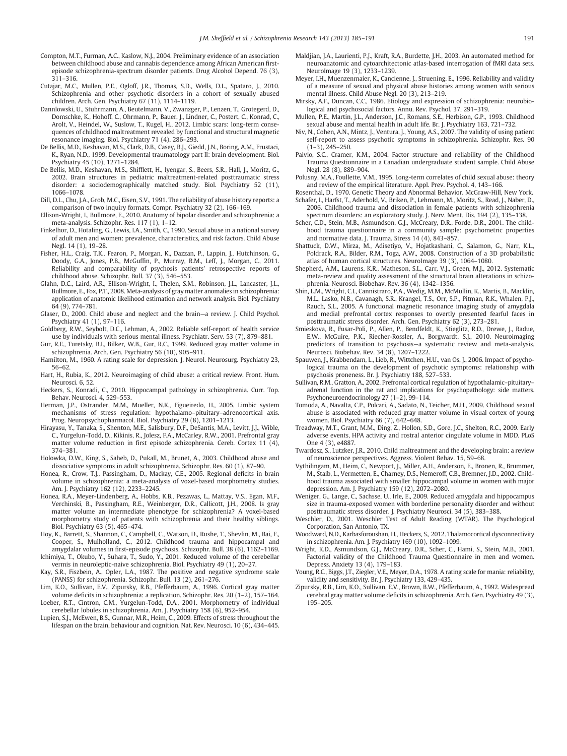Compton, M.T., Furman, A.C., Kaslow, N.J., 2004. Preliminary evidence of an association between childhood abuse and cannabis dependence among African American first-episode schizophrenia-spectrum disorder patients. Drug Alcohol Depend. 76 (3), 311–316.

Cutajar, M.C., Mullen, P.E., Ogloff, J.R., Thomas, S.D., Wells, D.L., Spataro, J., 2010. Schizophrenia and other psychotic disorders in a cohort of sexually abused children. Arch. Gen. Psychiatry 67 (11), 1114–1119.

Dannlowski, U., Stuhrmann, A., Beutelmann, V., Zwanzger, P., Lenzen, T., Grotegerd, D., Domschke, K., Hohoff, C., Ohrmann, P., Bauer, J., Lindner, C., Postert, C., Konrad, C., Arolt, V., Heindel, W., Suslow, T., Kugel, H., 2012. Limbic scars: long-term consequences of childhood maltreatment revealed by functional and structural magnetic resonance imaging. Biol. Psychiatry 71 (4), 286–293.

De Bellis, M.D., Keshavan, M.S., Clark, D.B., Casey, B.J., Giedd, J.N., Boring, A.M., Frustaci, K., Ryan, N.D., 1999. Developmental traumatology part II: brain development. Biol. Psychiatry 45 (10), 1271–1284.

De Bellis, M.D., Keshavan, M.S., Shifflett, H., Iyengar, S., Beers, S.R., Hall, J., Moritz, G., 2002. Brain structures in pediatric maltreatment-related posttraumatic stress disorder: a sociodemographically matched study. Biol. Psychiatry 52 (11), 1066–1078.

Dill, D.L., Chu, J.A., Grob, M.C., Eisen, S.V., 1991. The reliability of abuse history reports: a comparison of two inquiry formats. Compr. Psychiatry 32 (2), 166–169.

Ellison-Wright, I., Bullmore, E., 2010. Anatomy of bipolar disorder and schizophrenia: a meta-analysis. Schizophr. Res. 117 (1), 1–12.

Finkelhor, D., Hotaling, G., Lewis, I.A., Smith, C., 1990. Sexual abuse in a national survey of adult men and women: prevalence, characteristics, and risk factors. Child Abuse Negl. 14 (1), 19–28.

Fisher, H.L., Craig, T.K., Fearon, P., Morgan, K., Dazzan, P., Lappin, J., Hutchinson, G., Doody, G.A., Jones, P.B., McGuffin, P., Murray, R.M., Leff, J., Morgan, C., 2011. Reliability and comparability of psychosis patients' retrospective reports of childhood abuse. Schizophr. Bull. 37 (3), 546–553.

Glahn, D.C., Laird, A.R., Ellison-Wright, I., Thelen, S.M., Robinson, J.L., Lancaster, J.L., Bullmore, E., Fox, P.T., 2008. Meta-analysis of gray matter anomalies in schizophrenia: application of anatomic likelihood estimation and network analysis. Biol. Psychiatry 64 (9), 774–781.

Glaser, D., 2000. Child abuse and neglect and the brain—a review. J. Child Psychol. Psychiatry 41 (1), 97–116.

Goldberg, R.W., Seybolt, D.C., Lehman, A., 2002. Reliable self-report of health service use by individuals with serious mental illness. Psychiatr. Serv. 53 (7), 879–881.

Gur, R.E., Turetsky, B.I., Bilker, W.B., Gur, R.C., 1999. Reduced gray matter volume in schizophrenia. Arch. Gen. Psychiatry 56 (10), 905–911.

Hamilton, M., 1960. A rating scale for depression. J. Neurol. Neurosurg. Psychiatry 23, 56–62.

Hart, H., Rubia, K., 2012. Neuroimaging of child abuse: a critical review. Front. Hum. Neurosci. 6, 52.

Heckers, S., Konradi, C., 2010. Hippocampal pathology in schizophrenia. Curr. Top. Behav. Neurosci. 4, 529–553.

Herman, J.P., Ostrander, M.M., Mueller, N.K., Figueiredo, H., 2005. Limbic system mechanisms of stress regulation: hypothalamo–pituitary–adrenocortical axis. Prog. Neuropsychopharmacol. Biol. Psychiatry 29 (8), 1201–1213.

Hirayasu, Y., Tanaka, S., Shenton, M.E., Salisbury, D.F., DeSantis, M.A., Levitt, J.J., Wible, C., Yurgelun-Todd, D., Kikinis, R., Jolesz, F.A., McCarley, R.W., 2001. Prefrontal gray matter volume reduction in first episode schizophrenia. Cereb. Cortex 11 (4), 374–381.

Holowka, D.W., King, S., Saheb, D., Pukall, M., Brunet, A., 2003. Childhood abuse and dissociative symptoms in adult schizophrenia. Schizophr. Res. 60 (1), 87–90.

Honea, R., Crow, T.J., Passingham, D., Mackay, C.E., 2005. Regional deficits in brain volume in schizophrenia: a meta-analysis of voxel-based morphometry studies. Am. J. Psychiatry 162 (12), 2233–2245.

Honea, R.A., Meyer-Lindenberg, A., Hobbs, K.B., Pezawas, L., Mattay, V.S., Egan, M.F., Verchinski, B., Passingham, R.E., Weinberger, D.R., Callicott, J.H., 2008. Is gray matter volume an intermediate phenotype for schizophrenia? A voxel-based morphometry study of patients with schizophrenia and their healthy siblings. Biol. Psychiatry 63 (5), 465–474.

Hoy, K., Barrett, S., Shannon, C., Campbell, C., Watson, D., Rushe, T., Shevlin, M., Bai, F., Cooper, S., Mulholland, C., 2012. Childhood trauma and hippocampal and amygdalar volumes in first-episode psychosis. Schizophr. Bull. 38 (6), 1162–1169.

Ichimiya, T., Okubo, Y., Suhara, T., Sudo, Y., 2001. Reduced volume of the cerebellar vermis in neuroleptic-naive schizophrenia. Biol. Psychiatry 49 (1), 20–27.

Kay, S.R., Fiszbein, A., Opler, L.A., 1987. The positive and negative syndrome scale (PANSS) for schizophrenia. Schizophr. Bull. 13 (2), 261–276.

Lim, K.O., Sullivan, E.V., Zipursky, R.B., Pfefferbaum, A., 1996. Cortical gray matter volume deficits in schizophrenia: a replication. Schizophr. Res. 20 (1–2), 157–164.

Loeber, R.T., Cintron, C.M., Yurgelun-Todd, D.A., 2001. Morphometry of individual cerebellar lobules in schizophrenia. Am. J. Psychiatry 158 (6), 952–954.

Lupien, S.J., McEwen, B.S., Gunnar, M.R., Heim, C., 2009. Effects of stress throughout the lifespan on the brain, behaviour and cognition. Nat. Rev. Neurosci. 10 (6), 434–445.

Maldjian, J.A., Laurienti, P.J., Kraft, R.A., Burdette, J.H., 2003. An automated method for neuroanatomic and cytoarchitectonic atlas-based interrogation of fMRI data sets. NeuroImage 19 (3), 1233–1239.

Meyer, I.H., Muenzenmaier, K., Cancienne, J., Struening, E., 1996. Reliability and validity of a measure of sexual and physical abuse histories among women with serious mental illness. Child Abuse Negl. 20 (3), 213–219.

Mirsky, A.F., Duncan, C.C., 1986. Etiology and expression of schizophrenia: neurobiological and psychosocial factors. Annu. Rev. Psychol. 37, 291–319.

Mullen, P.E., Martin, J.L., Anderson, J.C., Romans, S.E., Herbison, G.P., 1993. Childhood sexual abuse and mental health in adult life. Br. J. Psychiatry 163, 721–732.

Niv, N., Cohen, A.N., Mintz, J., Ventura, J., Young, A.S., 2007. The validity of using patient self-report to assess psychotic symptoms in schizophrenia. Schizophr. Res. 90 (1–3), 245–250.

Paivio, S.C., Cramer, K.M., 2004. Factor structure and reliability of the Childhood Trauma Questionnaire in a Canadian undergraduate student sample. Child Abuse Negl. 28 (8), 889–904.

Polusny, M.A., Foullette, V.M., 1995. Long-term correlates of child sexual abuse: theory and review of the empirical literature. Appl. Prev. Psychol. 4, 143–166.

Rosenthal, D., 1970. Genetic Theory and Abnormal Behavior. McGraw-Hill, New York.

Schafer, I., Harfst, T., Aderhold, V., Briken, P., Lehmann, M., Moritz, S., Read, J., Naber, D., 2006. Childhood trauma and dissociation in female patients with schizophrenia spectrum disorders: an exploratory study. J. Nerv. Ment. Dis. 194 (2), 135–138.

Scher, C.D., Stein, M.B., Asmundson, G.J., McCreary, D.R., Forde, D.R., 2001. The childhood trauma questionnaire in a community sample: psychometric properties and normative data. J. Trauma. Stress 14 (4), 843–857.

Shattuck, D.W., Mirza, M., Adisetiyo, V., Hojatkashani, C., Salamon, G., Narr, K.L., Poldrack, R.A., Bilder, R.M., Toga, A.W., 2008. Construction of a 3D probabilistic atlas of human cortical structures. NeuroImage 39 (3), 1064–1080.

Shepherd, A.M., Laurens, K.R., Matheson, S.L., Carr, V.J., Green, M.J., 2012. Systematic meta-review and quality assessment of the structural brain alterations in schizophrenia. Neurosci. Biobehav. Rev. 36 (4), 1342–1356.

Shin, L.M., Wright, C.I., Cannistraro, P.A., Wedig, M.M., McMullin, K., Martis, B., Macklin, M.L., Lasko, N.B., Cavanagh, S.R., Krangel, T.S., Orr, S.P., Pitman, R.K., Whalen, P.J., Rauch, S.L., 2005. A functional magnetic resonance imaging study of amygdala and medial prefrontal cortex responses to overtly presented fearful faces in posttraumatic stress disorder. Arch. Gen. Psychiatry 62 (3), 273–281.

Smieskova, R., Fusar-Poli, P., Allen, P., Bendfeldt, K., Stieglitz, R.D., Drewe, J., Radue, E.W., McGuire, P.K., Riecher-Rossler, A., Borgwardt, S.J., 2010. Neuroimaging predictors of transition to psychosis—a systematic review and meta-analysis. Neurosci. Biobehav. Rev. 34 (8), 1207–1222.

Spauwen, J., Krabbendam, L., Lieb, R., Wittchen, H.U., van Os, J., 2006. Impact of psychological trauma on the development of psychotic symptoms: relationship with psychosis proneness. Br. J. Psychiatry 188, 527–533.

Sullivan, R.M., Gratton, A., 2002. Prefrontal cortical regulation of hypothalamic–pituitary–adrenal function in the rat and implications for psychopathology: side matters. Psychoneuroendocrinology 27 (1–2), 99–114.

Tomoda, A., Navalta, C.P., Polcari, A., Sadato, N., Teicher, M.H., 2009. Childhood sexual abuse is associated with reduced gray matter volume in visual cortex of young women. Biol. Psychiatry 66 (7), 642–648.

Treadway, M.T., Grant, M.M., Ding, Z., Hollon, S.D., Gore, J.C., Shelton, R.C., 2009. Early adverse events, HPA activity and rostral anterior cingulate volume in MDD. PLoS One 4 (3), e4887.

Twardosz, S., Lutzker, J.R., 2010. Child maltreatment and the developing brain: a review of neuroscience perspectives. Aggress. Violent Behav. 15, 59–68.

Vythilingam, M., Heim, C., Newport, J., Miller, A.H., Anderson, E., Bronen, R., Brummer, M., Staib, L., Vermetten, E., Charney, D.S., Nemeroff, C.B., Bremner, J.D., 2002. Childhood trauma associated with smaller hippocampal volume in women with major depression. Am. J. Psychiatry 159 (12), 2072–2080.

Weniger, G., Lange, C., Sachsse, U., Irle, E., 2009. Reduced amygdala and hippocampus size in trauma-exposed women with borderline personality disorder and without posttraumatic stress disorder. J. Psychiatry Neurosci. 34 (5), 383–388.

Weschler, D., 2001. Weschler Test of Adult Reading (WTAR). The Psychological Corporation, San Antonio, TX.

Woodward, N.D., Karbasforoushan, H., Heckers, S., 2012. Thalamocortical dysconnectivity in schizophrenia. Am. J. Psychiatry 169 (10), 1092–1099.

Wright, K.D., Asmundson, G.J., McCreary, D.R., Scher, C., Hami, S., Stein, M.B., 2001. Factorial validity of the Childhood Trauma Questionnaire in men and women. Depress. Anxiety 13 (4), 179–183.

Young, R.C., Biggs, J.T., Ziegler, V.E., Meyer, D.A., 1978. A rating scale for mania: reliability, validity and sensitivity. Br. J. Psychiatry 133, 429–435.

Zipursky, R.B., Lim, K.O., Sullivan, E.V., Brown, B.W., Pfefferbaum, A., 1992. Widespread cerebral gray matter volume deficits in schizophrenia. Arch. Gen. Psychiatry 49 (3), 195–205.